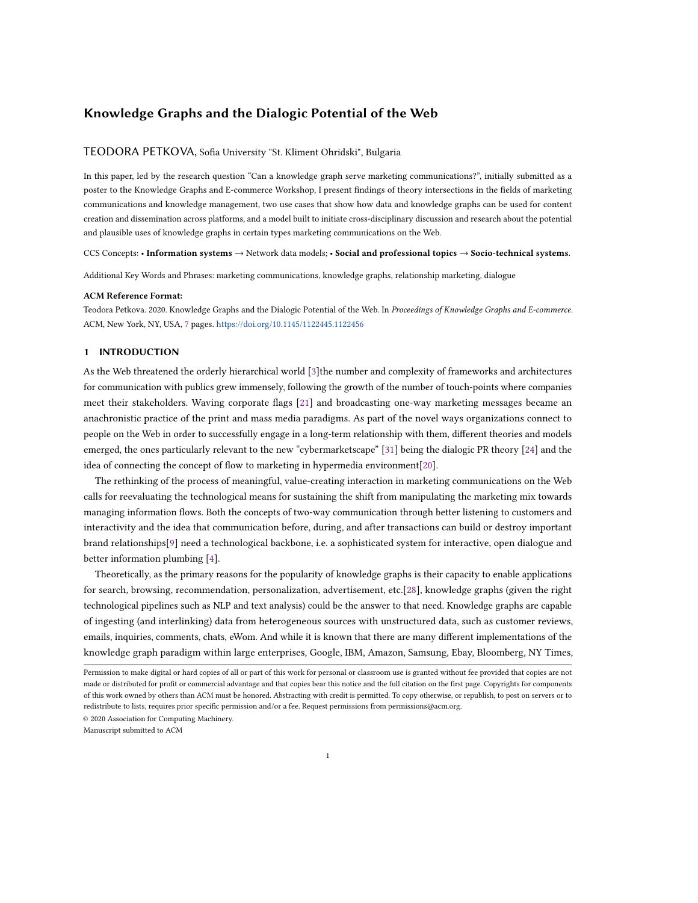# Knowledge Graphs and the Dialogic Potential of the Web

TEODORA PETKOVA, Sofia University "St. Kliment Ohridski", Bulgaria

In this paper, led by the research question "Can a knowledge graph serve marketing communications?", initially submitted as a poster to the Knowledge Graphs and E-commerce Workshop, I present findings of theory intersections in the fields of marketing communications and knowledge management, two use cases that show how data and knowledge graphs can be used for content creation and dissemination across platforms, and a model built to initiate cross-disciplinary discussion and research about the potential and plausible uses of knowledge graphs in certain types marketing communications on the Web.

CCS Concepts: • **Information systems** → Network data models; • **Social and professional topics** → **Socio-technical systems**.

Additional Key Words and Phrases: marketing communications, knowledge graphs, relationship marketing, dialogue

**ACM Reference Format:**

Teodora Petkova. 2020. Knowledge Graphs and the Dialogic Potential of the Web. In *Proceedings of Knowledge Graphs and E-commerce*. ACM, New York, NY, USA, 7 pages. https://doi.org/10.1145/1122445.1122456

## 1 INTRODUCTION

As the Web threatened the orderly hierarchical world [3]the number and complexity of frameworks and architectures for communication with publics grew immensely, following the growth of the number of touch-points where companies meet their stakeholders. Waving corporate flags [21] and broadcasting one-way marketing messages became an anachronistic practice of the print and mass media paradigms. As part of the novel ways organizations connect to people on the Web in order to successfully engage in a long-term relationship with them, different theories and models emerged, the ones particularly relevant to the new "cybermarketscape" [31] being the dialogic PR theory [24] and the idea of connecting the concept of flow to marketing in hypermedia environment[20].

The rethinking of the process of meaningful, value-creating interaction in marketing communications on the Web calls for reevaluating the technological means for sustaining the shift from manipulating the marketing mix towards managing information flows. Both the concepts of two-way communication through better listening to customers and interactivity and the idea that communication before, during, and after transactions can build or destroy important brand relationships[9] need a technological backbone, i.e. a sophisticated system for interactive, open dialogue and better information plumbing [4].

Theoretically, as the primary reasons for the popularity of knowledge graphs is their capacity to enable applications for search, browsing, recommendation, personalization, advertisement, etc.[28], knowledge graphs (given the right technological pipelines such as NLP and text analysis) could be the answer to that need. Knowledge graphs are capable of ingesting (and interlinking) data from heterogeneous sources with unstructured data, such as customer reviews, emails, inquiries, comments, chats, eWom. And while it is known that there are many different implementations of the knowledge graph paradigm within large enterprises, Google, IBM, Amazon, Samsung, Ebay, Bloomberg, NY Times,

Permission to make digital or hard copies of all or part of this work for personal or classroom use is granted without fee provided that copies are not made or distributed for profit or commercial advantage and that copies bear this notice and the full citation on the first page. Copyrights for components of this work owned by others than ACM must be honored. Abstracting with credit is permitted. To copy otherwise, or republish, to post on servers or to redistribute to lists, requires prior specific permission and/or a fee. Request permissions from permissions@acm.org.

© 2020 Association for Computing Machinery.

Manuscript submitted to ACM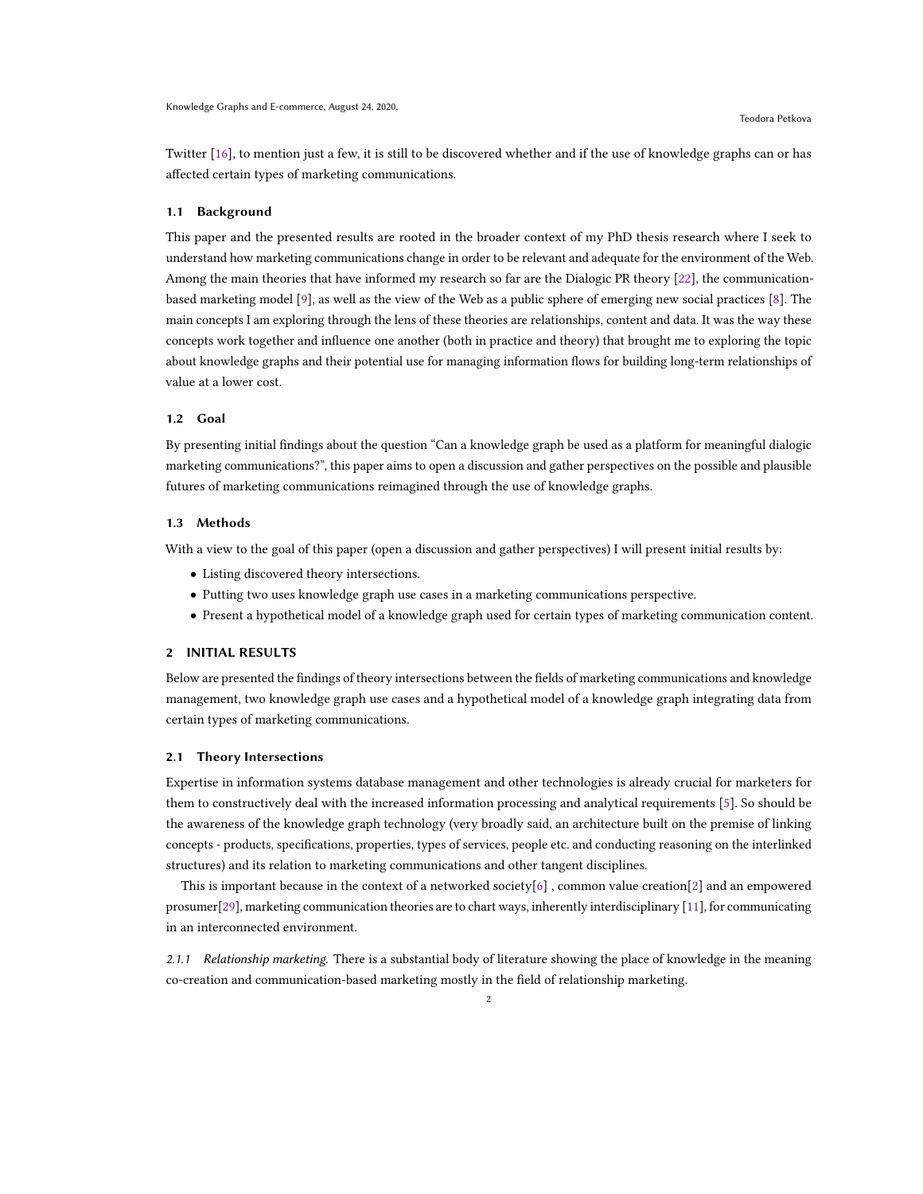Twitter [16], to mention just a few, it is still to be discovered whether and if the use of knowledge graphs can or has affected certain types of marketing communications.

### 1.1 Background

This paper and the presented results are rooted in the broader context of my PhD thesis research where I seek to understand how marketing communications change in order to be relevant and adequate for the environment of the Web. Among the main theories that have informed my research so far are the Dialogic PR theory [22], the communication-based marketing model [9], as well as the view of the Web as a public sphere of emerging new social practices [8]. The main concepts I am exploring through the lens of these theories are relationships, content and data. It was the way these concepts work together and influence one another (both in practice and theory) that brought me to exploring the topic about knowledge graphs and their potential use for managing information flows for building long-term relationships of value at a lower cost.

### 1.2 Goal

By presenting initial findings about the question "Can a knowledge graph be used as a platform for meaningful dialogic marketing communications?", this paper aims to open a discussion and gather perspectives on the possible and plausible futures of marketing communications reimagined through the use of knowledge graphs.

### 1.3 Methods

With a view to the goal of this paper (open a discussion and gather perspectives) I will present initial results by:

- Listing discovered theory intersections.
- Putting two uses knowledge graph use cases in a marketing communications perspective.
- Present a hypothetical model of a knowledge graph used for certain types of marketing communication content.

## 2 INITIAL RESULTS

Below are presented the findings of theory intersections between the fields of marketing communications and knowledge management, two knowledge graph use cases and a hypothetical model of a knowledge graph integrating data from certain types of marketing communications.

### 2.1 Theory Intersections

Expertise in information systems database management and other technologies is already crucial for marketers for them to constructively deal with the increased information processing and analytical requirements [5]. So should be the awareness of the knowledge graph technology (very broadly said, an architecture built on the premise of linking concepts - products, specifications, properties, types of services, people etc. and conducting reasoning on the interlinked structures) and its relation to marketing communications and other tangent disciplines.

This is important because in the context of a networked society[6] , common value creation[2] and an empowered prosumer[29], marketing communication theories are to chart ways, inherently interdisciplinary [11], for communicating in an interconnected environment.

#### 2.1.1 *Relationship marketing.*

There is a substantial body of literature showing the place of knowledge in the meaning co-creation and communication-based marketing mostly in the field of relationship marketing.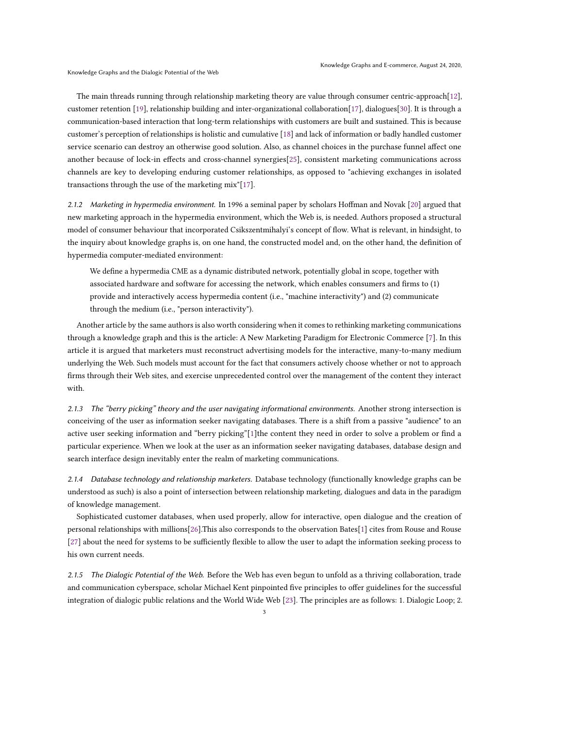The main threads running through relationship marketing theory are value through consumer centric-approach[12], customer retention [19], relationship building and inter-organizational collaboration[17], dialogues[30]. It is through a communication-based interaction that long-term relationships with customers are built and sustained. This is because customer's perception of relationships is holistic and cumulative [18] and lack of information or badly handled customer service scenario can destroy an otherwise good solution. Also, as channel choices in the purchase funnel affect one another because of lock-in effects and cross-channel synergies[25], consistent marketing communications across channels are key to developing enduring customer relationships, as opposed to "achieving exchanges in isolated transactions through the use of the marketing mix"[17].

#### 2.1.2 *Marketing in hypermedia environment.*

In 1996 a seminal paper by scholars Hoffman and Novak [20] argued that new marketing approach in the hypermedia environment, which the Web is, is needed. Authors proposed a structural model of consumer behaviour that incorporated Csikszentmihalyi's concept of flow. What is relevant, in hindsight, to the inquiry about knowledge graphs is, on one hand, the constructed model and, on the other hand, the definition of hypermedia computer-mediated environment:

> We define a hypermedia CME as a dynamic distributed network, potentially global in scope, together with associated hardware and software for accessing the network, which enables consumers and firms to (1) provide and interactively access hypermedia content (i.e., "machine interactivity") and (2) communicate through the medium (i.e., "person interactivity").

Another article by the same authors is also worth considering when it comes to rethinking marketing communications through a knowledge graph and this is the article: A New Marketing Paradigm for Electronic Commerce [7]. In this article it is argued that marketers must reconstruct advertising models for the interactive, many-to-many medium underlying the Web. Such models must account for the fact that consumers actively choose whether or not to approach firms through their Web sites, and exercise unprecedented control over the management of the content they interact with.

#### 2.1.3 *The "berry picking" theory and the user navigating informational environments.*

Another strong intersection is conceiving of the user as information seeker navigating databases. There is a shift from a passive "audience" to an active user seeking information and "berry picking"[1]the content they need in order to solve a problem or find a particular experience. When we look at the user as an information seeker navigating databases, database design and search interface design inevitably enter the realm of marketing communications.

#### 2.1.4 *Database technology and relationship marketers.*

Database technology (functionally knowledge graphs can be understood as such) is also a point of intersection between relationship marketing, dialogues and data in the paradigm of knowledge management.

Sophisticated customer databases, when used properly, allow for interactive, open dialogue and the creation of personal relationships with millions[26].This also corresponds to the observation Bates[1] cites from Rouse and Rouse [27] about the need for systems to be sufficiently flexible to allow the user to adapt the information seeking process to his own current needs.

#### 2.1.5 *The Dialogic Potential of the Web.*

Before the Web has even begun to unfold as a thriving collaboration, trade and communication cyberspace, scholar Michael Kent pinpointed five principles to offer guidelines for the successful integration of dialogic public relations and the World Wide Web [23]. The principles are as follows: 1. Dialogic Loop; 2.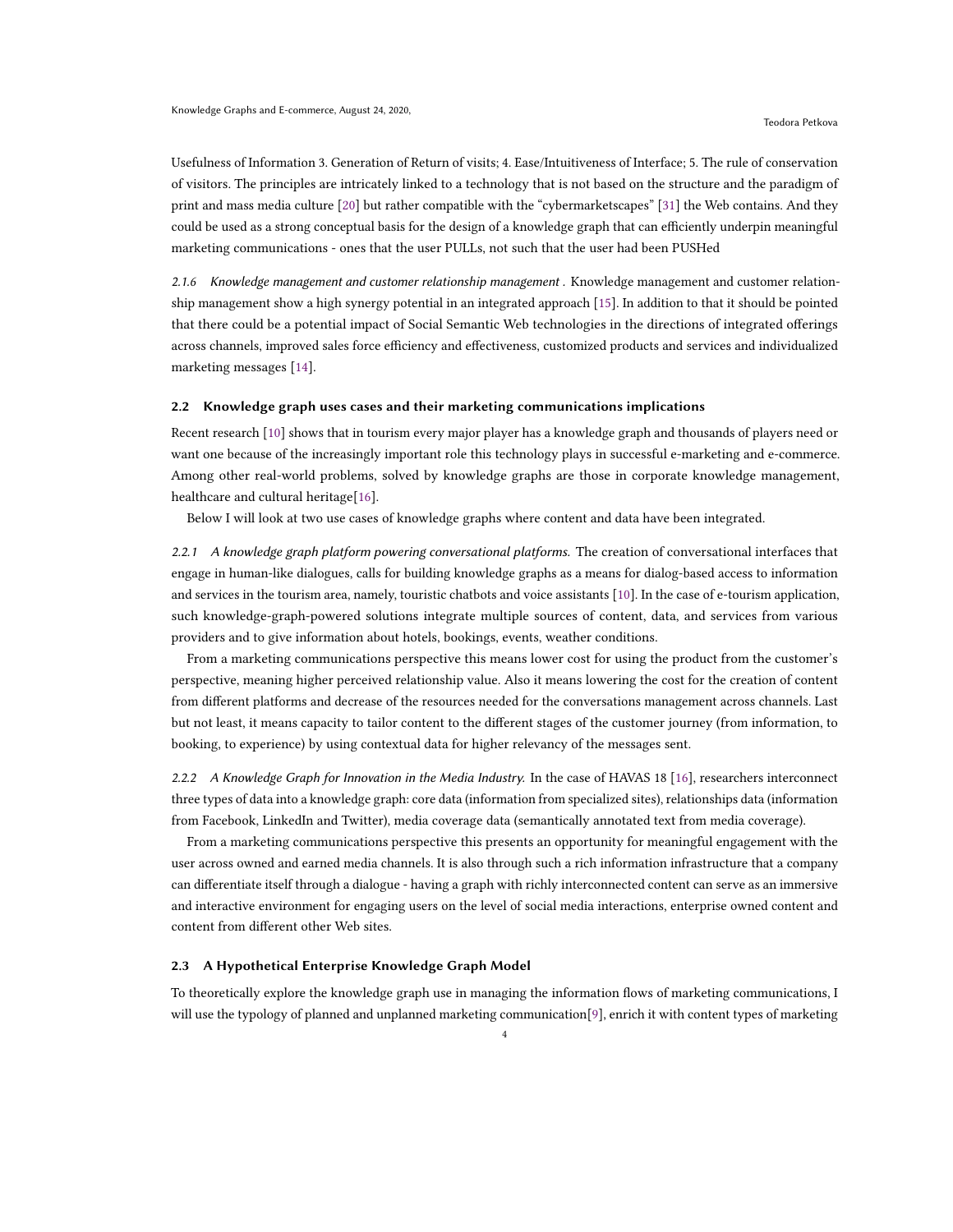Usefulness of Information 3. Generation of Return of visits; 4. Ease/Intuitiveness of Interface; 5. The rule of conservation of visitors. The principles are intricately linked to a technology that is not based on the structure and the paradigm of print and mass media culture [20] but rather compatible with the "cybermarketscapes" [31] the Web contains. And they could be used as a strong conceptual basis for the design of a knowledge graph that can efficiently underpin meaningful marketing communications - ones that the user PULLs, not such that the user had been PUSHed

#### 2.1.6 *Knowledge management and customer relationship management .*

Knowledge management and customer relationship management show a high synergy potential in an integrated approach [15]. In addition to that it should be pointed that there could be a potential impact of Social Semantic Web technologies in the directions of integrated offerings across channels, improved sales force efficiency and effectiveness, customized products and services and individualized marketing messages [14].

### 2.2 Knowledge graph uses cases and their marketing communications implications

Recent research [10] shows that in tourism every major player has a knowledge graph and thousands of players need or want one because of the increasingly important role this technology plays in successful e-marketing and e-commerce. Among other real-world problems, solved by knowledge graphs are those in corporate knowledge management, healthcare and cultural heritage[16].

Below I will look at two use cases of knowledge graphs where content and data have been integrated.

#### 2.2.1 *A knowledge graph platform powering conversational platforms.*

The creation of conversational interfaces that engage in human-like dialogues, calls for building knowledge graphs as a means for dialog-based access to information and services in the tourism area, namely, touristic chatbots and voice assistants [10]. In the case of e-tourism application, such knowledge-graph-powered solutions integrate multiple sources of content, data, and services from various providers and to give information about hotels, bookings, events, weather conditions.

From a marketing communications perspective this means lower cost for using the product from the customer's perspective, meaning higher perceived relationship value. Also it means lowering the cost for the creation of content from different platforms and decrease of the resources needed for the conversations management across channels. Last but not least, it means capacity to tailor content to the different stages of the customer journey (from information, to booking, to experience) by using contextual data for higher relevancy of the messages sent.

#### 2.2.2 *A Knowledge Graph for Innovation in the Media Industry.*

In the case of HAVAS 18 [16], researchers interconnect three types of data into a knowledge graph: core data (information from specialized sites), relationships data (information from Facebook, LinkedIn and Twitter), media coverage data (semantically annotated text from media coverage).

From a marketing communications perspective this presents an opportunity for meaningful engagement with the user across owned and earned media channels. It is also through such a rich information infrastructure that a company can differentiate itself through a dialogue - having a graph with richly interconnected content can serve as an immersive and interactive environment for engaging users on the level of social media interactions, enterprise owned content and content from different other Web sites.

### 2.3 A Hypothetical Enterprise Knowledge Graph Model

To theoretically explore the knowledge graph use in managing the information flows of marketing communications, I will use the typology of planned and unplanned marketing communication[9], enrich it with content types of marketing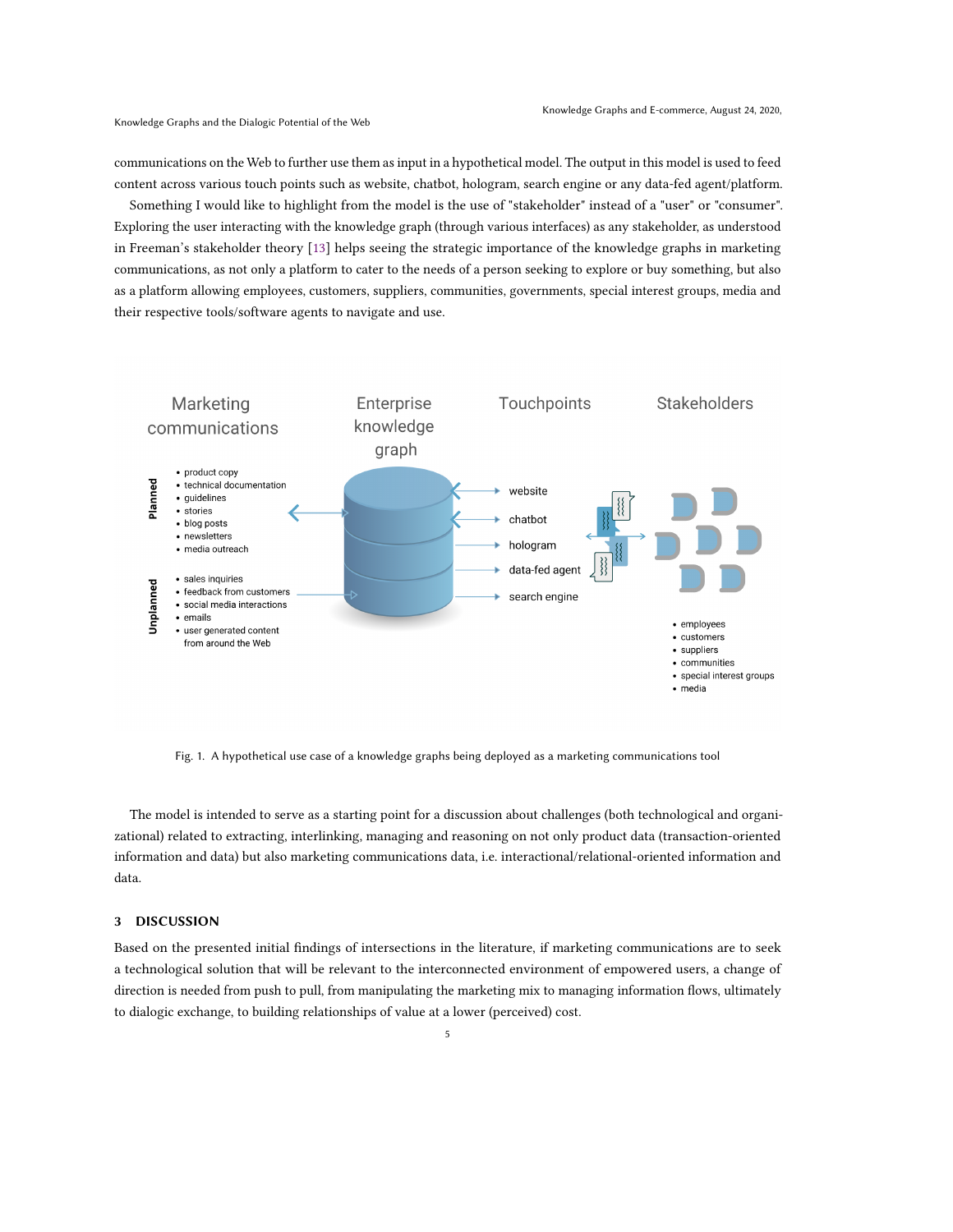communications on the Web to further use them as input in a hypothetical model. The output in this model is used to feed content across various touch points such as website, chatbot, hologram, search engine or any data-fed agent/platform.

Something I would like to highlight from the model is the use of "stakeholder" instead of a "user" or "consumer". Exploring the user interacting with the knowledge graph (through various interfaces) as any stakeholder, as understood in Freeman's stakeholder theory [13] helps seeing the strategic importance of the knowledge graphs in marketing communications, as not only a platform to cater to the needs of a person seeking to explore or buy something, but also as a platform allowing employees, customers, suppliers, communities, governments, special interest groups, media and their respective tools/software agents to navigate and use.

Fig. 1. A hypothetical use case of a knowledge graphs being deployed as a marketing communications tool

The model is intended to serve as a starting point for a discussion about challenges (both technological and organizational) related to extracting, interlinking, managing and reasoning on not only product data (transaction-oriented information and data) but also marketing communications data, i.e. interactional/relational-oriented information and data.

## 3 DISCUSSION

Based on the presented initial findings of intersections in the literature, if marketing communications are to seek a technological solution that will be relevant to the interconnected environment of empowered users, a change of direction is needed from push to pull, from manipulating the marketing mix to managing information flows, ultimately to dialogic exchange, to building relationships of value at a lower (perceived) cost.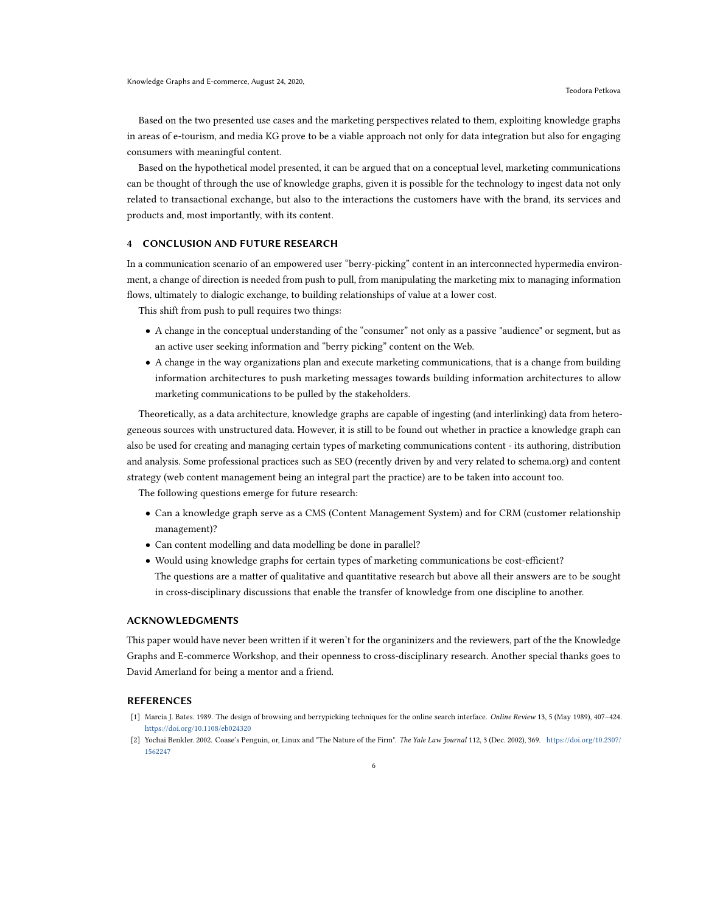Based on the two presented use cases and the marketing perspectives related to them, exploiting knowledge graphs in areas of e-tourism, and media KG prove to be a viable approach not only for data integration but also for engaging consumers with meaningful content.

Based on the hypothetical model presented, it can be argued that on a conceptual level, marketing communications can be thought of through the use of knowledge graphs, given it is possible for the technology to ingest data not only related to transactional exchange, but also to the interactions the customers have with the brand, its services and products and, most importantly, with its content.

## 4 CONCLUSION AND FUTURE RESEARCH

In a communication scenario of an empowered user "berry-picking" content in an interconnected hypermedia environment, a change of direction is needed from push to pull, from manipulating the marketing mix to managing information flows, ultimately to dialogic exchange, to building relationships of value at a lower cost.

This shift from push to pull requires two things:

- A change in the conceptual understanding of the "consumer" not only as a passive "audience" or segment, but as an active user seeking information and "berry picking" content on the Web.
- A change in the way organizations plan and execute marketing communications, that is a change from building information architectures to push marketing messages towards building information architectures to allow marketing communications to be pulled by the stakeholders.

Theoretically, as a data architecture, knowledge graphs are capable of ingesting (and interlinking) data from heterogeneous sources with unstructured data. However, it is still to be found out whether in practice a knowledge graph can also be used for creating and managing certain types of marketing communications content - its authoring, distribution and analysis. Some professional practices such as SEO (recently driven by and very related to schema.org) and content strategy (web content management being an integral part the practice) are to be taken into account too.

The following questions emerge for future research:

- Can a knowledge graph serve as a CMS (Content Management System) and for CRM (customer relationship management)?
- Can content modelling and data modelling be done in parallel?
- Would using knowledge graphs for certain types of marketing communications be cost-efficient?
  The questions are a matter of qualitative and quantitative research but above all their answers are to be sought in cross-disciplinary discussions that enable the transfer of knowledge from one discipline to another.

## ACKNOWLEDGMENTS

This paper would have never been written if it weren't for the organinizers and the reviewers, part of the the Knowledge Graphs and E-commerce Workshop, and their openness to cross-disciplinary research. Another special thanks goes to David Amerland for being a mentor and a friend.

## REFERENCES

[1] Marcia J. Bates. 1989. The design of browsing and berrypicking techniques for the online search interface. *Online Review* 13, 5 (May 1989), 407–424. https://doi.org/10.1108/eb024320

[2] Yochai Benkler. 2002. Coase's Penguin, or, Linux and "The Nature of the Firm". *The Yale Law Journal* 112, 3 (Dec. 2002), 369. https://doi.org/10.2307/1562247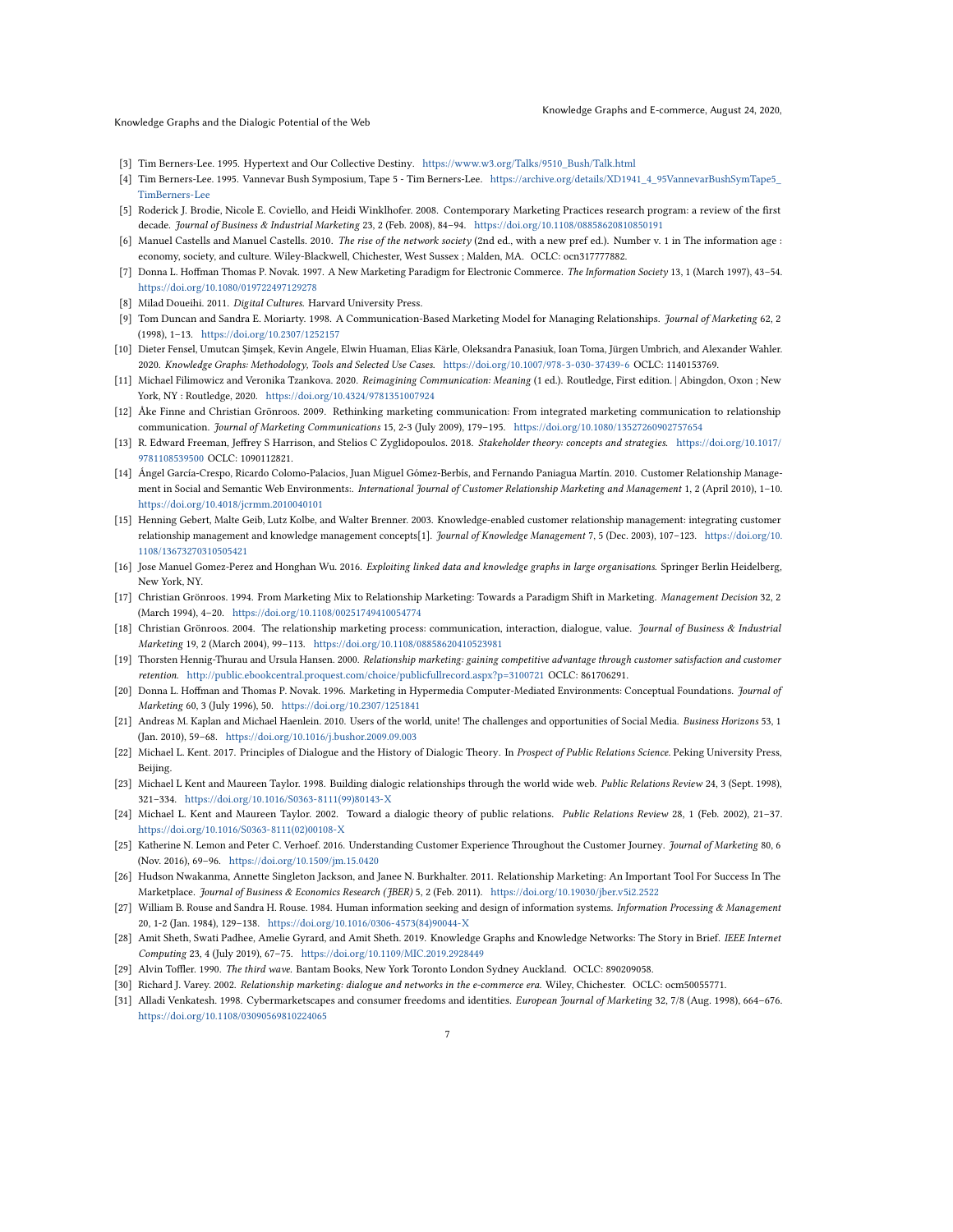[3] Tim Berners-Lee. 1995. Hypertext and Our Collective Destiny. https://www.w3.org/Talks/9510_Bush/Talk.html

[4] Tim Berners-Lee. 1995. Vannevar Bush Symposium, Tape 5 - Tim Berners-Lee. https://archive.org/details/XD1941_4_95VannevarBushSymTape5_TimBerners-Lee

[5] Roderick J. Brodie, Nicole E. Coviello, and Heidi Winklhofer. 2008. Contemporary Marketing Practices research program: a review of the first decade. *Journal of Business & Industrial Marketing* 23, 2 (Feb. 2008), 84–94. https://doi.org/10.1108/08858620810850191

[6] Manuel Castells and Manuel Castells. 2010. *The rise of the network society* (2nd ed., with a new pref ed.). Number v. 1 in The information age : economy, society, and culture. Wiley-Blackwell, Chichester, West Sussex ; Malden, MA. OCLC: ocn317777882.

[7] Donna L. Hoffman Thomas P. Novak. 1997. A New Marketing Paradigm for Electronic Commerce. *The Information Society* 13, 1 (March 1997), 43–54. https://doi.org/10.1080/019722497129278

[8] Milad Doueihi. 2011. *Digital Cultures.* Harvard University Press.

[9] Tom Duncan and Sandra E. Moriarty. 1998. A Communication-Based Marketing Model for Managing Relationships. *Journal of Marketing* 62, 2 (1998), 1–13. https://doi.org/10.2307/1252157

[10] Dieter Fensel, Umutcan Şimşek, Kevin Angele, Elwin Huaman, Elias Kärle, Oleksandra Panasiuk, Ioan Toma, Jürgen Umbrich, and Alexander Wahler. 2020. *Knowledge Graphs: Methodology, Tools and Selected Use Cases.* https://doi.org/10.1007/978-3-030-37439-6 OCLC: 1140153769.

[11] Michael Filimowicz and Veronika Tzankova. 2020. *Reimagining Communication: Meaning* (1 ed.). Routledge, First edition. | Abingdon, Oxon ; New York, NY : Routledge, 2020. https://doi.org/10.4324/9781351007924

[12] Åke Finne and Christian Grönroos. 2009. Rethinking marketing communication: From integrated marketing communication to relationship communication. *Journal of Marketing Communications* 15, 2-3 (July 2009), 179–195. https://doi.org/10.1080/13527260902757654

[13] R. Edward Freeman, Jeffrey S Harrison, and Stelios C Zyglidopoulos. 2018. *Stakeholder theory: concepts and strategies.* https://doi.org/10.1017/9781108539500 OCLC: 1090112821.

[14] Ángel García-Crespo, Ricardo Colomo-Palacios, Juan Miguel Gómez-Berbís, and Fernando Paniagua Martín. 2010. Customer Relationship Management in Social and Semantic Web Environments:. *International Journal of Customer Relationship Marketing and Management* 1, 2 (April 2010), 1–10. https://doi.org/10.4018/jcrmm.2010040101

[15] Henning Gebert, Malte Geib, Lutz Kolbe, and Walter Brenner. 2003. Knowledge-enabled customer relationship management: integrating customer relationship management and knowledge management concepts[1]. *Journal of Knowledge Management* 7, 5 (Dec. 2003), 107–123. https://doi.org/10.1108/13673270310505421

[16] Jose Manuel Gomez-Perez and Honghan Wu. 2016. *Exploiting linked data and knowledge graphs in large organisations.* Springer Berlin Heidelberg, New York, NY.

[17] Christian Grönroos. 1994. From Marketing Mix to Relationship Marketing: Towards a Paradigm Shift in Marketing. *Management Decision* 32, 2 (March 1994), 4–20. https://doi.org/10.1108/00251749410054774

[18] Christian Grönroos. 2004. The relationship marketing process: communication, interaction, dialogue, value. *Journal of Business & Industrial Marketing* 19, 2 (March 2004), 99–113. https://doi.org/10.1108/08858620410523981

[19] Thorsten Hennig-Thurau and Ursula Hansen. 2000. *Relationship marketing: gaining competitive advantage through customer satisfaction and customer retention.* http://public.ebookcentral.proquest.com/choice/publicfullrecord.aspx?p=3100721 OCLC: 861706291.

[20] Donna L. Hoffman and Thomas P. Novak. 1996. Marketing in Hypermedia Computer-Mediated Environments: Conceptual Foundations. *Journal of Marketing* 60, 3 (July 1996), 50. https://doi.org/10.2307/1251841

[21] Andreas M. Kaplan and Michael Haenlein. 2010. Users of the world, unite! The challenges and opportunities of Social Media. *Business Horizons* 53, 1 (Jan. 2010), 59–68. https://doi.org/10.1016/j.bushor.2009.09.003

[22] Michael L. Kent. 2017. Principles of Dialogue and the History of Dialogic Theory. In *Prospect of Public Relations Science.* Peking University Press, Beijing.

[23] Michael L Kent and Maureen Taylor. 1998. Building dialogic relationships through the world wide web. *Public Relations Review* 24, 3 (Sept. 1998), 321–334. https://doi.org/10.1016/S0363-8111(99)80143-X

[24] Michael L. Kent and Maureen Taylor. 2002. Toward a dialogic theory of public relations. *Public Relations Review* 28, 1 (Feb. 2002), 21–37. https://doi.org/10.1016/S0363-8111(02)00108-X

[25] Katherine N. Lemon and Peter C. Verhoef. 2016. Understanding Customer Experience Throughout the Customer Journey. *Journal of Marketing* 80, 6 (Nov. 2016), 69–96. https://doi.org/10.1509/jm.15.0420

[26] Hudson Nwakanma, Annette Singleton Jackson, and Janee N. Burkhalter. 2011. Relationship Marketing: An Important Tool For Success In The Marketplace. *Journal of Business & Economics Research (JBER)* 5, 2 (Feb. 2011). https://doi.org/10.19030/jber.v5i2.2522

[27] William B. Rouse and Sandra H. Rouse. 1984. Human information seeking and design of information systems. *Information Processing & Management* 20, 1-2 (Jan. 1984), 129–138. https://doi.org/10.1016/0306-4573(84)90044-X

[28] Amit Sheth, Swati Padhee, Amelie Gyrard, and Amit Sheth. 2019. Knowledge Graphs and Knowledge Networks: The Story in Brief. *IEEE Internet Computing* 23, 4 (July 2019), 67–75. https://doi.org/10.1109/MIC.2019.2928449

[29] Alvin Toffler. 1990. *The third wave.* Bantam Books, New York Toronto London Sydney Auckland. OCLC: 890209058.

[30] Richard J. Varey. 2002. *Relationship marketing: dialogue and networks in the e-commerce era.* Wiley, Chichester. OCLC: ocm50055771.

[31] Alladi Venkatesh. 1998. Cybermarketscapes and consumer freedoms and identities. *European Journal of Marketing* 32, 7/8 (Aug. 1998), 664–676. https://doi.org/10.1108/03090569810224065